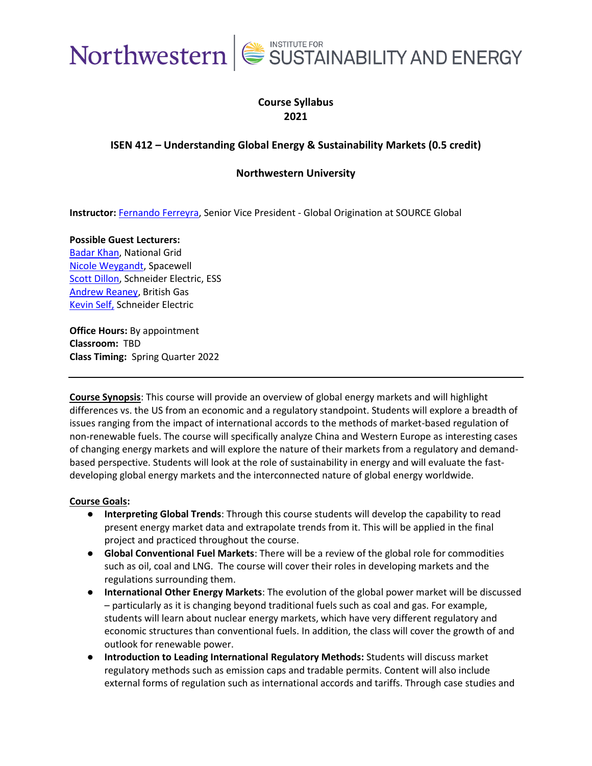Northwestern | INSTITUTE FOR SUSTAINABILITY AND ENERGY

**Course Syllabus**
**2021**

## ISEN 412 – Understanding Global Energy & Sustainability Markets (0.5 credit)

**Northwestern University**

**Instructor:** Fernando Ferreyra, Senior Vice President - Global Origination at SOURCE Global

**Possible Guest Lecturers:**
Badar Khan, National Grid
Nicole Weygandt, Spacewell
Scott Dillon, Schneider Electric, ESS
Andrew Reaney, British Gas
Kevin Self, Schneider Electric

**Office Hours:** By appointment
**Classroom:** TBD
**Class Timing:** Spring Quarter 2022

---

**Course Synopsis**: This course will provide an overview of global energy markets and will highlight differences vs. the US from an economic and a regulatory standpoint. Students will explore a breadth of issues ranging from the impact of international accords to the methods of market-based regulation of non-renewable fuels. The course will specifically analyze China and Western Europe as interesting cases of changing energy markets and will explore the nature of their markets from a regulatory and demand-based perspective. Students will look at the role of sustainability in energy and will evaluate the fast-developing global energy markets and the interconnected nature of global energy worldwide.

**Course Goals:**

- **Interpreting Global Trends**: Through this course students will develop the capability to read present energy market data and extrapolate trends from it. This will be applied in the final project and practiced throughout the course.
- **Global Conventional Fuel Markets**: There will be a review of the global role for commodities such as oil, coal and LNG. The course will cover their roles in developing markets and the regulations surrounding them.
- **International Other Energy Markets**: The evolution of the global power market will be discussed – particularly as it is changing beyond traditional fuels such as coal and gas. For example, students will learn about nuclear energy markets, which have very different regulatory and economic structures than conventional fuels. In addition, the class will cover the growth of and outlook for renewable power.
- **Introduction to Leading International Regulatory Methods:** Students will discuss market regulatory methods such as emission caps and tradable permits. Content will also include external forms of regulation such as international accords and tariffs. Through case studies and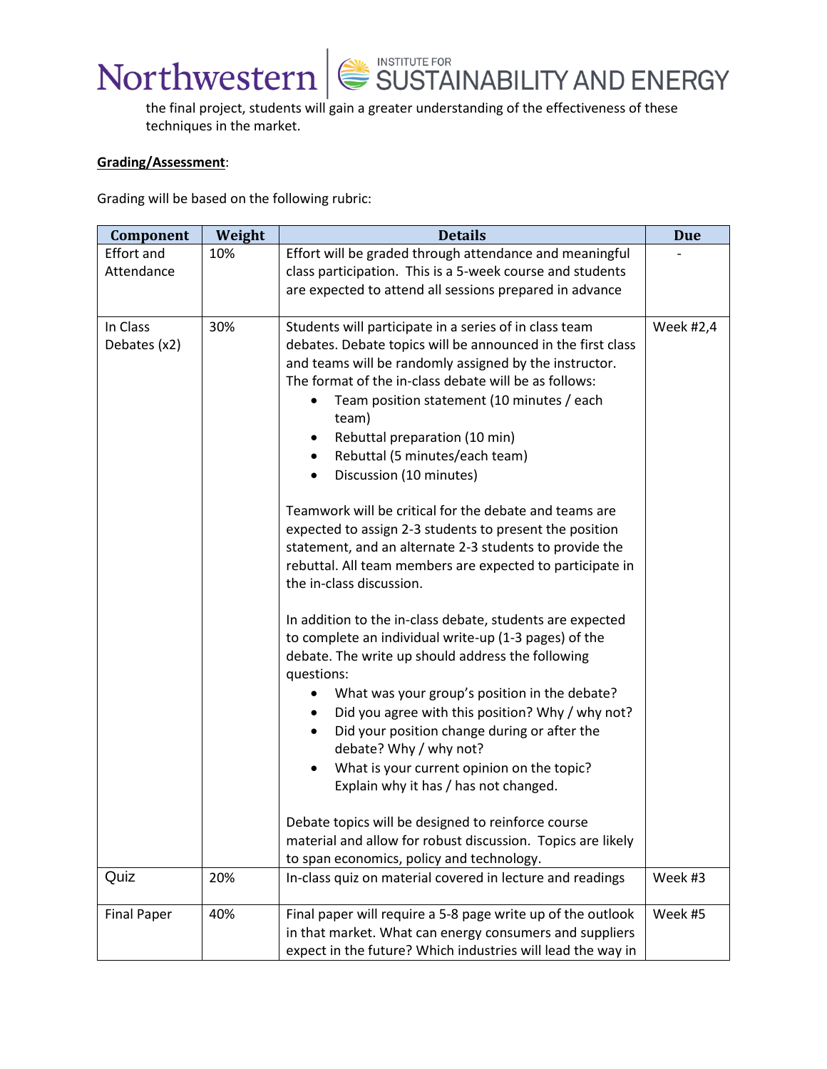the final project, students will gain a greater understanding of the effectiveness of these techniques in the market.

**Grading/Assessment**:

Grading will be based on the following rubric:

| Component | Weight | Details | Due |
|---|---|---|---|
| Effort and Attendance | 10% | Effort will be graded through attendance and meaningful class participation. This is a 5-week course and students are expected to attend all sessions prepared in advance | - |
| In Class Debates (x2) | 30% | Students will participate in a series of in class team debates. Debate topics will be announced in the first class and teams will be randomly assigned by the instructor. The format of the in-class debate will be as follows:<br>• Team position statement (10 minutes / each team)<br>• Rebuttal preparation (10 min)<br>• Rebuttal (5 minutes/each team)<br>• Discussion (10 minutes)<br><br>Teamwork will be critical for the debate and teams are expected to assign 2-3 students to present the position statement, and an alternate 2-3 students to provide the rebuttal. All team members are expected to participate in the in-class discussion.<br><br>In addition to the in-class debate, students are expected to complete an individual write-up (1-3 pages) of the debate. The write up should address the following questions:<br>• What was your group's position in the debate?<br>• Did you agree with this position? Why / why not?<br>• Did your position change during or after the debate? Why / why not?<br>• What is your current opinion on the topic? Explain why it has / has not changed.<br><br>Debate topics will be designed to reinforce course material and allow for robust discussion. Topics are likely to span economics, policy and technology. | Week #2,4 |
| Quiz | 20% | In-class quiz on material covered in lecture and readings | Week #3 |
| Final Paper | 40% | Final paper will require a 5-8 page write up of the outlook in that market. What can energy consumers and suppliers expect in the future? Which industries will lead the way in | Week #5 |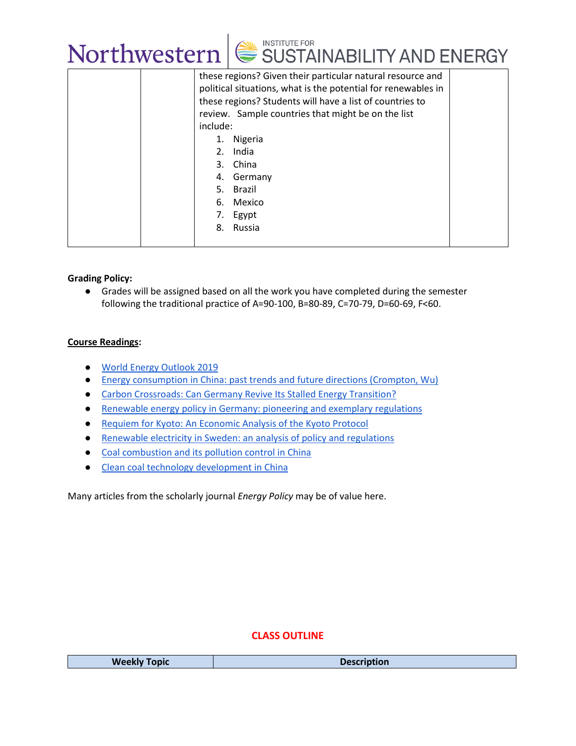|  |  | these regions? Given their particular natural resource and political situations, what is the potential for renewables in these regions? Students will have a list of countries to review. Sample countries that might be on the list include:<br>1. Nigeria<br>2. India<br>3. China<br>4. Germany<br>5. Brazil<br>6. Mexico<br>7. Egypt<br>8. Russia |  |
|---|---|---|---|

**Grading Policy:**

- Grades will be assigned based on all the work you have completed during the semester following the traditional practice of A=90-100, B=80-89, C=70-79, D=60-69, F<60.

**Course Readings**:

- World Energy Outlook 2019
- Energy consumption in China: past trends and future directions (Crompton, Wu)
- Carbon Crossroads: Can Germany Revive Its Stalled Energy Transition?
- Renewable energy policy in Germany: pioneering and exemplary regulations
- Requiem for Kyoto: An Economic Analysis of the Kyoto Protocol
- Renewable electricity in Sweden: an analysis of policy and regulations
- Coal combustion and its pollution control in China
- Clean coal technology development in China

Many articles from the scholarly journal *Energy Policy* may be of value here.

## CLASS OUTLINE

| Weekly Topic | Description |
|---|---|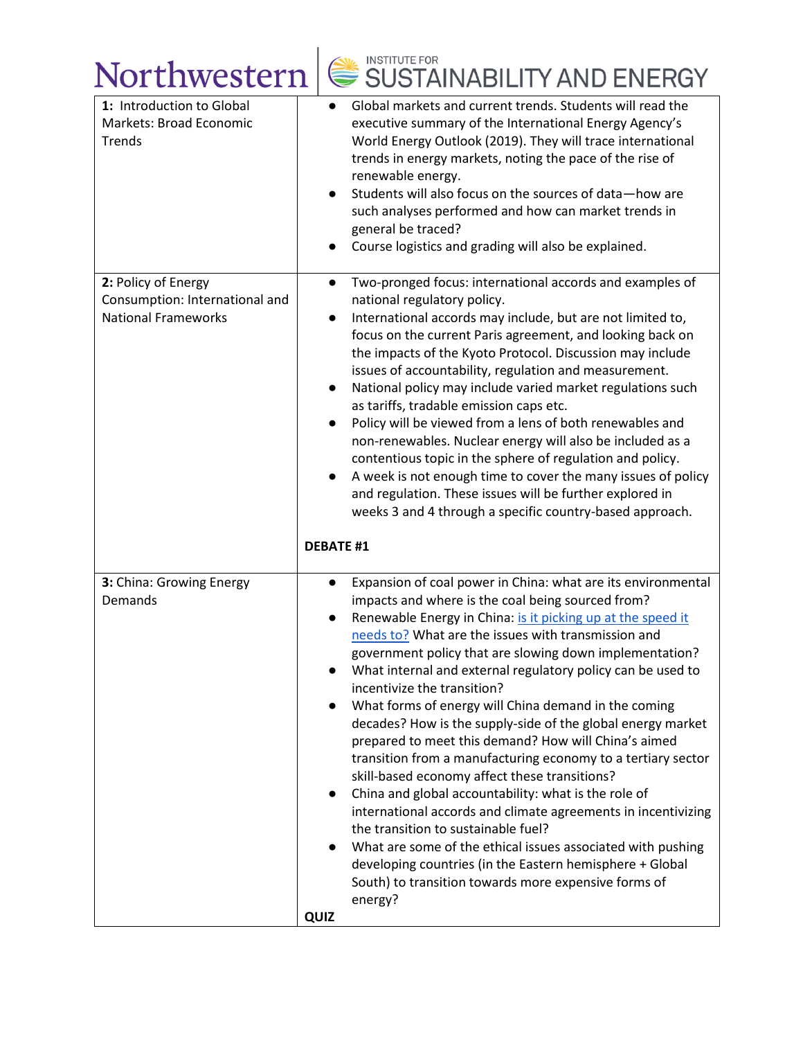| | |
|---|---|
| **1:** Introduction to Global Markets: Broad Economic Trends | <ul><li>Global markets and current trends. Students will read the executive summary of the International Energy Agency's World Energy Outlook (2019). They will trace international trends in energy markets, noting the pace of the rise of renewable energy.</li><li>Students will also focus on the sources of data—how are such analyses performed and how can market trends in general be traced?</li><li>Course logistics and grading will also be explained.</li></ul> |
| **2:** Policy of Energy Consumption: International and National Frameworks | <ul><li>Two-pronged focus: international accords and examples of national regulatory policy.</li><li>International accords may include, but are not limited to, focus on the current Paris agreement, and looking back on the impacts of the Kyoto Protocol. Discussion may include issues of accountability, regulation and measurement.</li><li>National policy may include varied market regulations such as tariffs, tradable emission caps etc.</li><li>Policy will be viewed from a lens of both renewables and non-renewables. Nuclear energy will also be included as a contentious topic in the sphere of regulation and policy.</li><li>A week is not enough time to cover the many issues of policy and regulation. These issues will be further explored in weeks 3 and 4 through a specific country-based approach.</li></ul> **DEBATE #1** |
| **3:** China: Growing Energy Demands | <ul><li>Expansion of coal power in China: what are its environmental impacts and where is the coal being sourced from?</li><li>Renewable Energy in China: [is it picking up at the speed it needs to?]() What are the issues with transmission and government policy that are slowing down implementation?</li><li>What internal and external regulatory policy can be used to incentivize the transition?</li><li>What forms of energy will China demand in the coming decades? How is the supply-side of the global energy market prepared to meet this demand? How will China's aimed transition from a manufacturing economy to a tertiary sector skill-based economy affect these transitions?</li><li>China and global accountability: what is the role of international accords and climate agreements in incentivizing the transition to sustainable fuel?</li><li>What are some of the ethical issues associated with pushing developing countries (in the Eastern hemisphere + Global South) to transition towards more expensive forms of energy?</li></ul> **QUIZ** |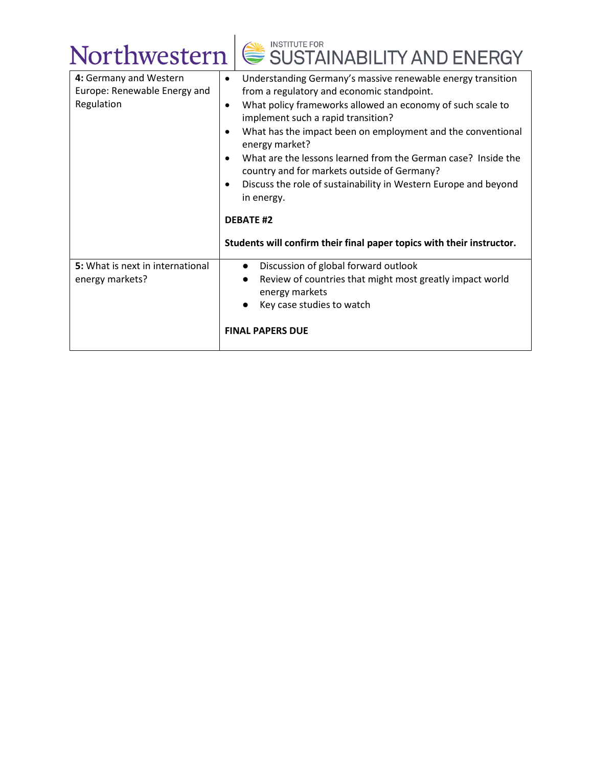| | |
|---|---|
| **4:** Germany and Western Europe: Renewable Energy and Regulation | • Understanding Germany's massive renewable energy transition from a regulatory and economic standpoint.<br>• What policy frameworks allowed an economy of such scale to implement such a rapid transition?<br>• What has the impact been on employment and the conventional energy market?<br>• What are the lessons learned from the German case? Inside the country and for markets outside of Germany?<br>• Discuss the role of sustainability in Western Europe and beyond in energy.<br><br>**DEBATE #2**<br><br>**Students will confirm their final paper topics with their instructor.** |
| **5:** What is next in international energy markets? | • Discussion of global forward outlook<br>• Review of countries that might most greatly impact world energy markets<br>• Key case studies to watch<br><br>**FINAL PAPERS DUE** |